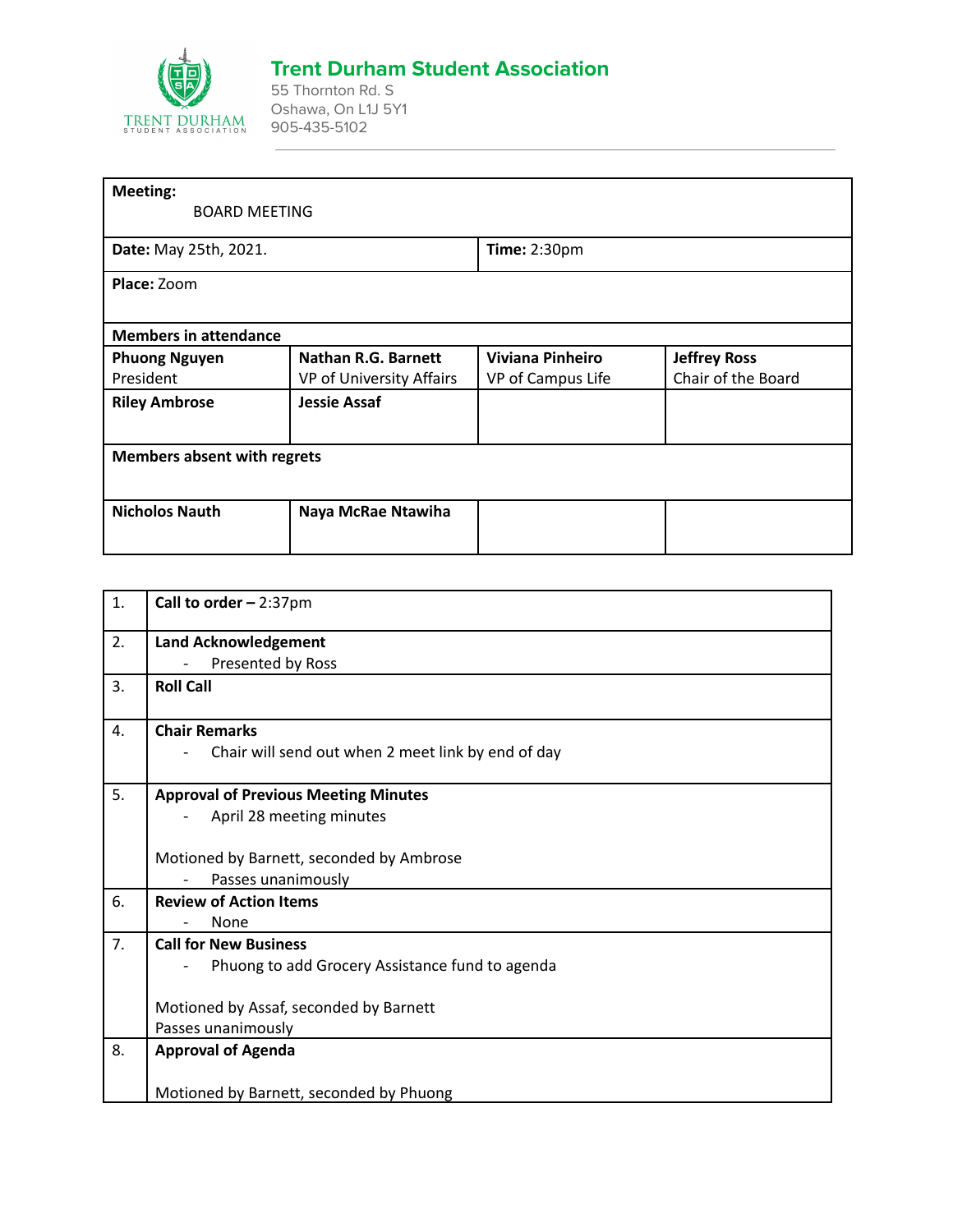# Trent Durham Student Association

55 Thornton Rd. S
Oshawa, On L1J 5Y1
905-435-5102

| **Meeting:** BOARD MEETING | | | |
|---|---|---|---|
| **Date:** May 25th, 2021. | | **Time:** 2:30pm | |
| **Place:** Zoom | | | |
| **Members in attendance** | | | |
| **Phuong Nguyen** President | **Nathan R.G. Barnett** VP of University Affairs | **Viviana Pinheiro** VP of Campus Life | **Jeffrey Ross** Chair of the Board |
| **Riley Ambrose** | **Jessie Assaf** | | |
| **Members absent with regrets** | | | |
| **Nicholos Nauth** | **Naya McRae Ntawiha** | | |

| | |
|---|---|
| 1. | **Call to order** – 2:37pm |
| 2. | **Land Acknowledgement**<br>- Presented by Ross |
| 3. | **Roll Call** |
| 4. | **Chair Remarks**<br>- Chair will send out when 2 meet link by end of day |
| 5. | **Approval of Previous Meeting Minutes**<br>- April 28 meeting minutes<br><br>Motioned by Barnett, seconded by Ambrose<br>- Passes unanimously |
| 6. | **Review of Action Items**<br>- None |
| 7. | **Call for New Business**<br>- Phuong to add Grocery Assistance fund to agenda<br><br>Motioned by Assaf, seconded by Barnett<br>Passes unanimously |
| 8. | **Approval of Agenda**<br><br>Motioned by Barnett, seconded by Phuong |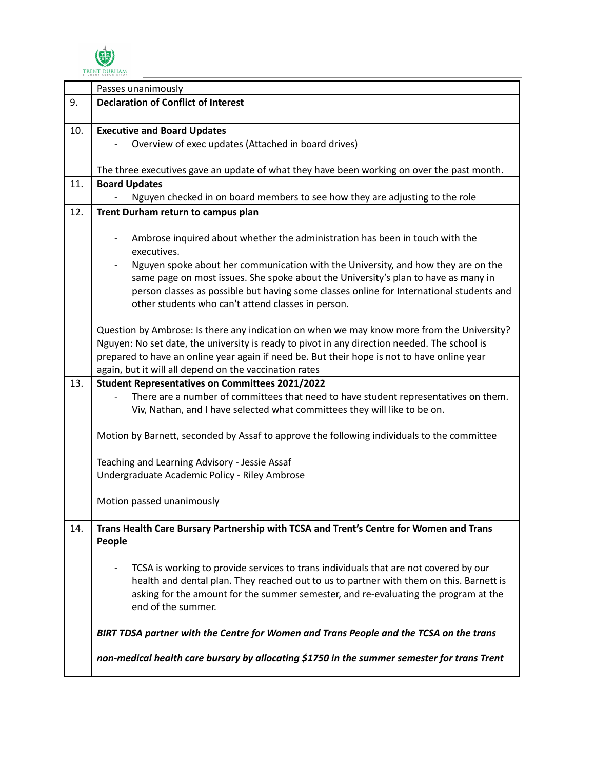| | |
|---|---|
| | Passes unanimously |
| 9. | **Declaration of Conflict of Interest** |
| 10. | **Executive and Board Updates**<br>- Overview of exec updates (Attached in board drives)<br><br>The three executives gave an update of what they have been working on over the past month. |
| 11. | **Board Updates**<br>- Nguyen checked in on board members to see how they are adjusting to the role |
| 12. | **Trent Durham return to campus plan**<br><br>- Ambrose inquired about whether the administration has been in touch with the executives.<br>- Nguyen spoke about her communication with the University, and how they are on the same page on most issues. She spoke about the University's plan to have as many in person classes as possible but having some classes online for International students and other students who can't attend classes in person.<br><br>Question by Ambrose: Is there any indication on when we may know more from the University?<br>Nguyen: No set date, the university is ready to pivot in any direction needed. The school is prepared to have an online year again if need be. But their hope is not to have online year again, but it will all depend on the vaccination rates |
| 13. | **Student Representatives on Committees 2021/2022**<br>- There are a number of committees that need to have student representatives on them. Viv, Nathan, and I have selected what committees they will like to be on.<br><br>Motion by Barnett, seconded by Assaf to approve the following individuals to the committee<br><br>Teaching and Learning Advisory - Jessie Assaf<br>Undergraduate Academic Policy - Riley Ambrose<br><br>Motion passed unanimously |
| 14. | **Trans Health Care Bursary Partnership with TCSA and Trent's Centre for Women and Trans People**<br><br>- TCSA is working to provide services to trans individuals that are not covered by our health and dental plan. They reached out to us to partner with them on this. Barnett is asking for the amount for the summer semester, and re-evaluating the program at the end of the summer.<br><br>***BIRT TDSA partner with the Centre for Women and Trans People and the TCSA on the trans non-medical health care bursary by allocating $1750 in the summer semester for trans Trent*** |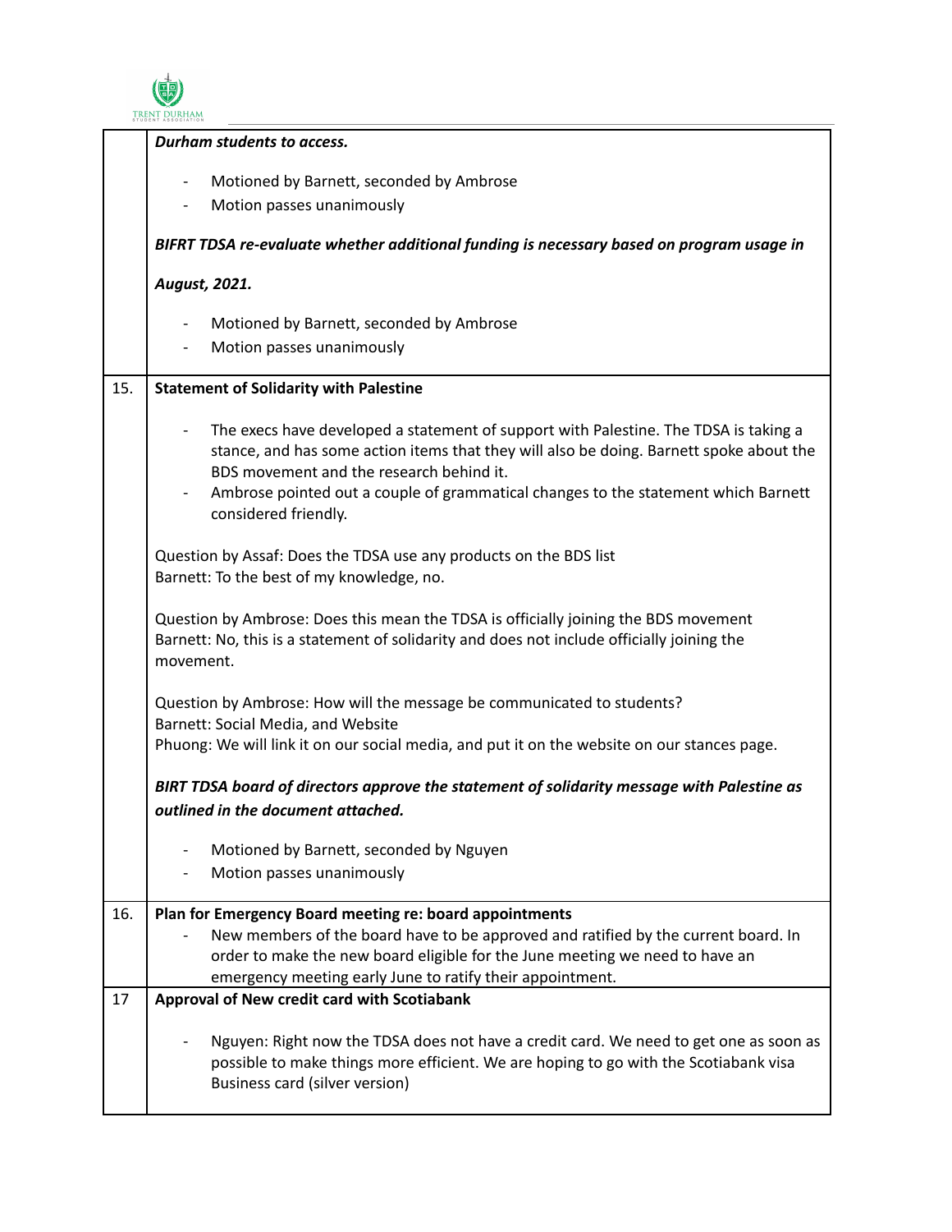| | |
|---|---|
| | ***Durham students to access.***<br><br>- Motioned by Barnett, seconded by Ambrose<br>- Motion passes unanimously<br><br>***BIFRT TDSA re-evaluate whether additional funding is necessary based on program usage in August, 2021.***<br><br>- Motioned by Barnett, seconded by Ambrose<br>- Motion passes unanimously |
| 15. | **Statement of Solidarity with Palestine**<br><br>- The execs have developed a statement of support with Palestine. The TDSA is taking a stance, and has some action items that they will also be doing. Barnett spoke about the BDS movement and the research behind it.<br>- Ambrose pointed out a couple of grammatical changes to the statement which Barnett considered friendly.<br><br>Question by Assaf: Does the TDSA use any products on the BDS list<br>Barnett: To the best of my knowledge, no.<br><br>Question by Ambrose: Does this mean the TDSA is officially joining the BDS movement<br>Barnett: No, this is a statement of solidarity and does not include officially joining the movement.<br><br>Question by Ambrose: How will the message be communicated to students?<br>Barnett: Social Media, and Website<br>Phuong: We will link it on our social media, and put it on the website on our stances page.<br><br>***BIRT TDSA board of directors approve the statement of solidarity message with Palestine as outlined in the document attached.***<br><br>- Motioned by Barnett, seconded by Nguyen<br>- Motion passes unanimously |
| 16. | **Plan for Emergency Board meeting re: board appointments**<br>- New members of the board have to be approved and ratified by the current board. In order to make the new board eligible for the June meeting we need to have an emergency meeting early June to ratify their appointment. |
| 17 | **Approval of New credit card with Scotiabank**<br><br>- Nguyen: Right now the TDSA does not have a credit card. We need to get one as soon as possible to make things more efficient. We are hoping to go with the Scotiabank visa Business card (silver version) |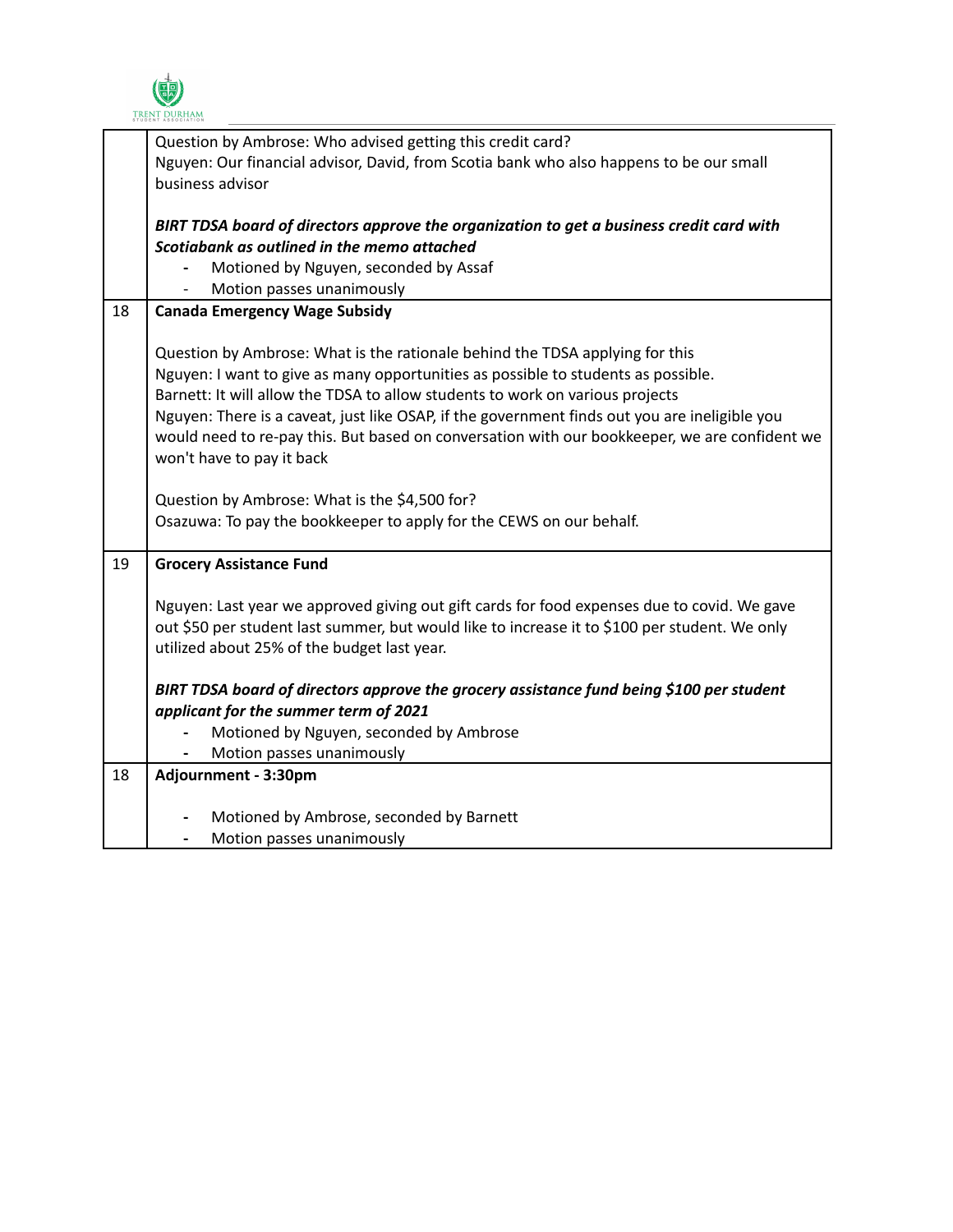| | |
|---|---|
| | Question by Ambrose: Who advised getting this credit card?<br>Nguyen: Our financial advisor, David, from Scotia bank who also happens to be our small business advisor<br><br>***BIRT TDSA board of directors approve the organization to get a business credit card with Scotiabank as outlined in the memo attached***<br>- Motioned by Nguyen, seconded by Assaf<br>- Motion passes unanimously |
| 18 | **Canada Emergency Wage Subsidy**<br><br>Question by Ambrose: What is the rationale behind the TDSA applying for this<br>Nguyen: I want to give as many opportunities as possible to students as possible.<br>Barnett: It will allow the TDSA to allow students to work on various projects<br>Nguyen: There is a caveat, just like OSAP, if the government finds out you are ineligible you would need to re-pay this. But based on conversation with our bookkeeper, we are confident we won't have to pay it back<br><br>Question by Ambrose: What is the $4,500 for?<br>Osazuwa: To pay the bookkeeper to apply for the CEWS on our behalf. |
| 19 | **Grocery Assistance Fund**<br><br>Nguyen: Last year we approved giving out gift cards for food expenses due to covid. We gave out $50 per student last summer, but would like to increase it to $100 per student. We only utilized about 25% of the budget last year.<br><br>***BIRT TDSA board of directors approve the grocery assistance fund being $100 per student applicant for the summer term of 2021***<br>- Motioned by Nguyen, seconded by Ambrose<br>- Motion passes unanimously |
| 18 | **Adjournment - 3:30pm**<br><br>- Motioned by Ambrose, seconded by Barnett<br>- Motion passes unanimously |